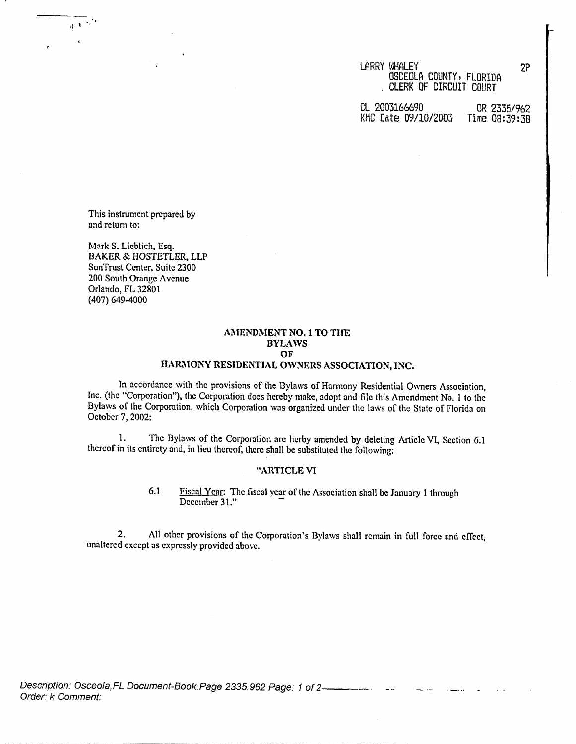LARRY WHALEY
OSCEOLA COUNTY, FLORIDA
CLERK OF CIRCUIT COURT

2P

CL 2003166690 OR 2335/962
KMC Date 09/10/2003 Time 08:39:38

This instrument prepared by
and return to:

Mark S. Lieblich, Esq.
BAKER & HOSTETLER, LLP
SunTrust Center, Suite 2300
200 South Orange Avenue
Orlando, FL 32801
(407) 649-4000

# AMENDMENT NO. 1 TO THE BYLAWS OF HARMONY RESIDENTIAL OWNERS ASSOCIATION, INC.

In accordance with the provisions of the Bylaws of Harmony Residential Owners Association, Inc. (the "Corporation"), the Corporation does hereby make, adopt and file this Amendment No. 1 to the Bylaws of the Corporation, which Corporation was organized under the laws of the State of Florida on October 7, 2002:

1. The Bylaws of the Corporation are herby amended by deleting Article VI, Section 6.1 thereof in its entirety and, in lieu thereof, there shall be substituted the following:

"ARTICLE VI

6.1 Fiscal Year: The fiscal year of the Association shall be January 1 through December 31."

2. All other provisions of the Corporation's Bylaws shall remain in full force and effect, unaltered except as expressly provided above.

*Description: Osceola,FL Document-Book.Page 2335.962 Page: 1 of 2*
*Order: k Comment:*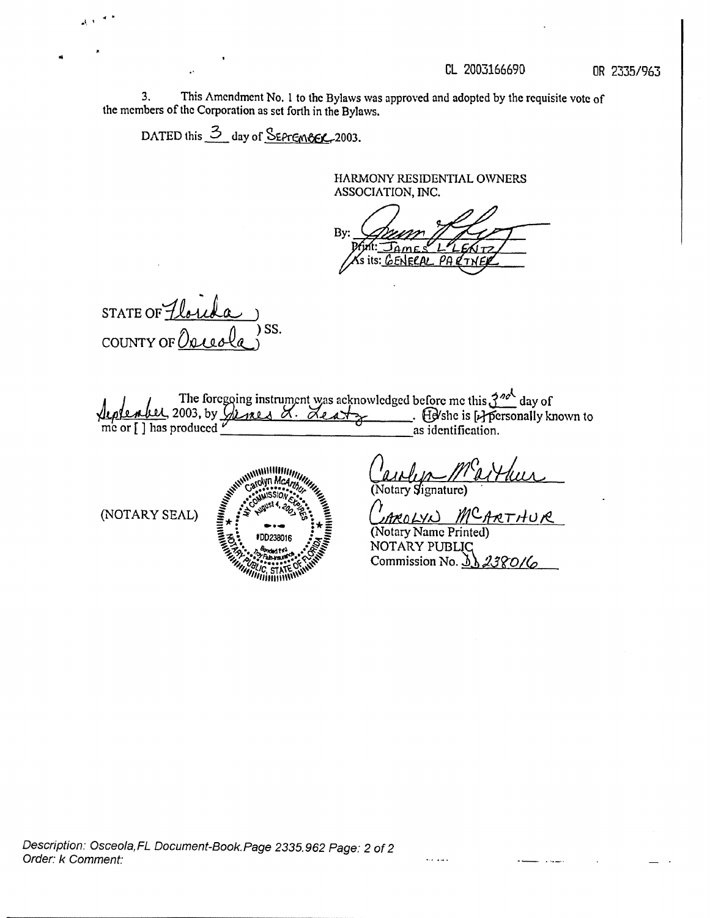CL 2003166690 OR 2335/963

3. This Amendment No. 1 to the Bylaws was approved and adopted by the requisite vote of the members of the Corporation as set forth in the Bylaws.

DATED this 3 day of September 2003.

HARMONY RESIDENTIAL OWNERS ASSOCIATION, INC.

By: ____________________
Print: James L. Lentz
As its: General Partner

STATE OF Florida )
) SS.
COUNTY OF Osceola )

The foregoing instrument was acknowledged before me this 3rd day of September, 2003, by James L. Lentz. He/she is [✓] personally known to me or [ ] has produced ____________________ as identification.

(NOTARY SEAL)

Carolyn McArthur
My Commission Expires August 4, 2007
#DD238016
Bonded thru Troy Fain Insurance
Notary Public, State of Florida

____________________
(Notary Signature)

Carolyn McArthur
(Notary Name Printed)
NOTARY PUBLIC
Commission No. DD238016

*Description: Osceola,FL Document-Book.Page 2335.962 Page: 2 of 2*
*Order: k Comment:*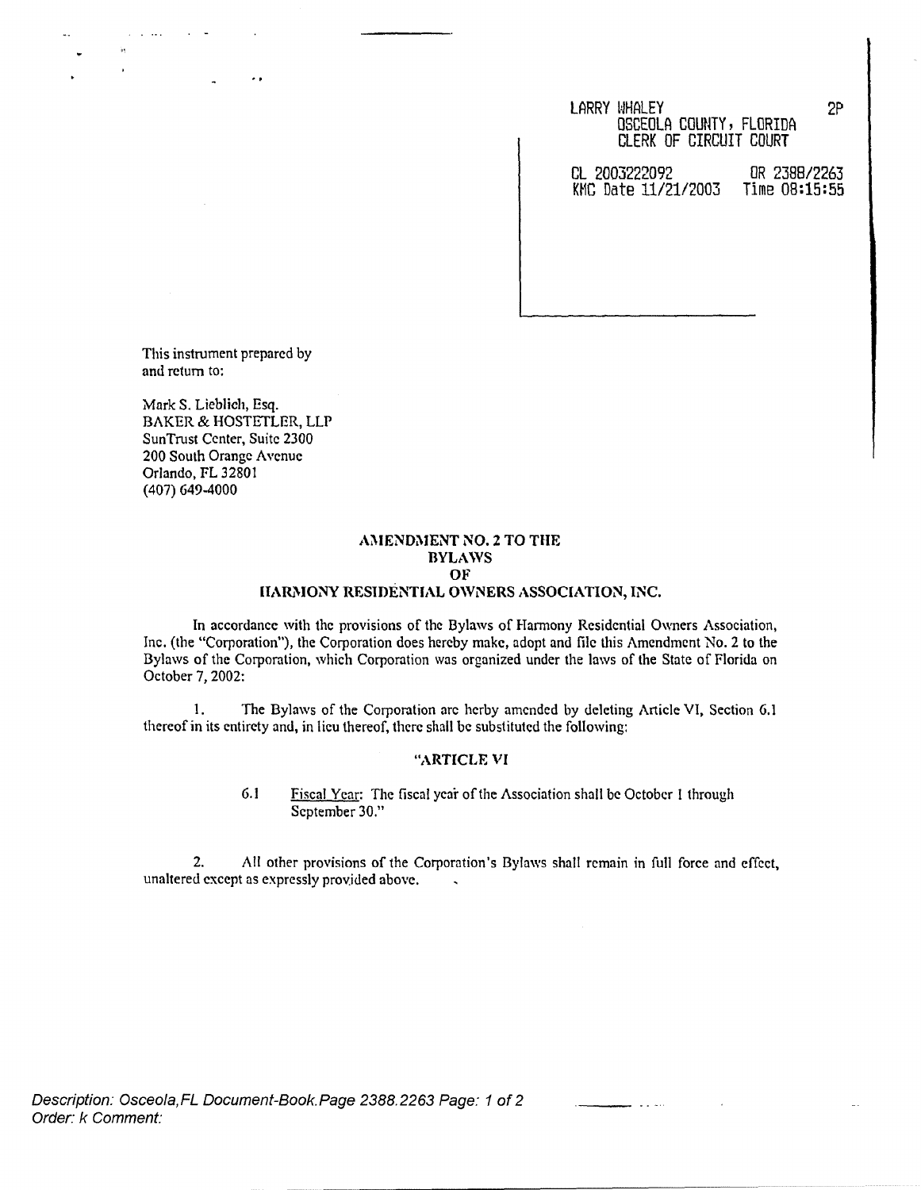LARRY WHALEY
OSCEOLA COUNTY, FLORIDA
CLERK OF CIRCUIT COURT
2P

CL 2003222092 OR 2388/2263
KMC Date 11/21/2003 Time 08:15:55

This instrument prepared by
and return to:

Mark S. Lieblich, Esq.
BAKER & HOSTETLER, LLP
SunTrust Center, Suite 2300
200 South Orange Avenue
Orlando, FL 32801
(407) 649-4000

**AMENDMENT NO. 2 TO THE**
**BYLAWS**
**OF**
**HARMONY RESIDENTIAL OWNERS ASSOCIATION, INC.**

In accordance with the provisions of the Bylaws of Harmony Residential Owners Association, Inc. (the "Corporation"), the Corporation does hereby make, adopt and file this Amendment No. 2 to the Bylaws of the Corporation, which Corporation was organized under the laws of the State of Florida on October 7, 2002:

1. The Bylaws of the Corporation are herby amended by deleting Article VI, Section 6.1 thereof in its entirety and, in lieu thereof, there shall be substituted the following:

**"ARTICLE VI**

6.1 Fiscal Year: The fiscal year of the Association shall be October 1 through September 30."

2. All other provisions of the Corporation's Bylaws shall remain in full force and effect, unaltered except as expressly provided above.

*Description: Osceola,FL Document-Book.Page 2388.2263 Page: 1 of 2*
*Order: k Comment:*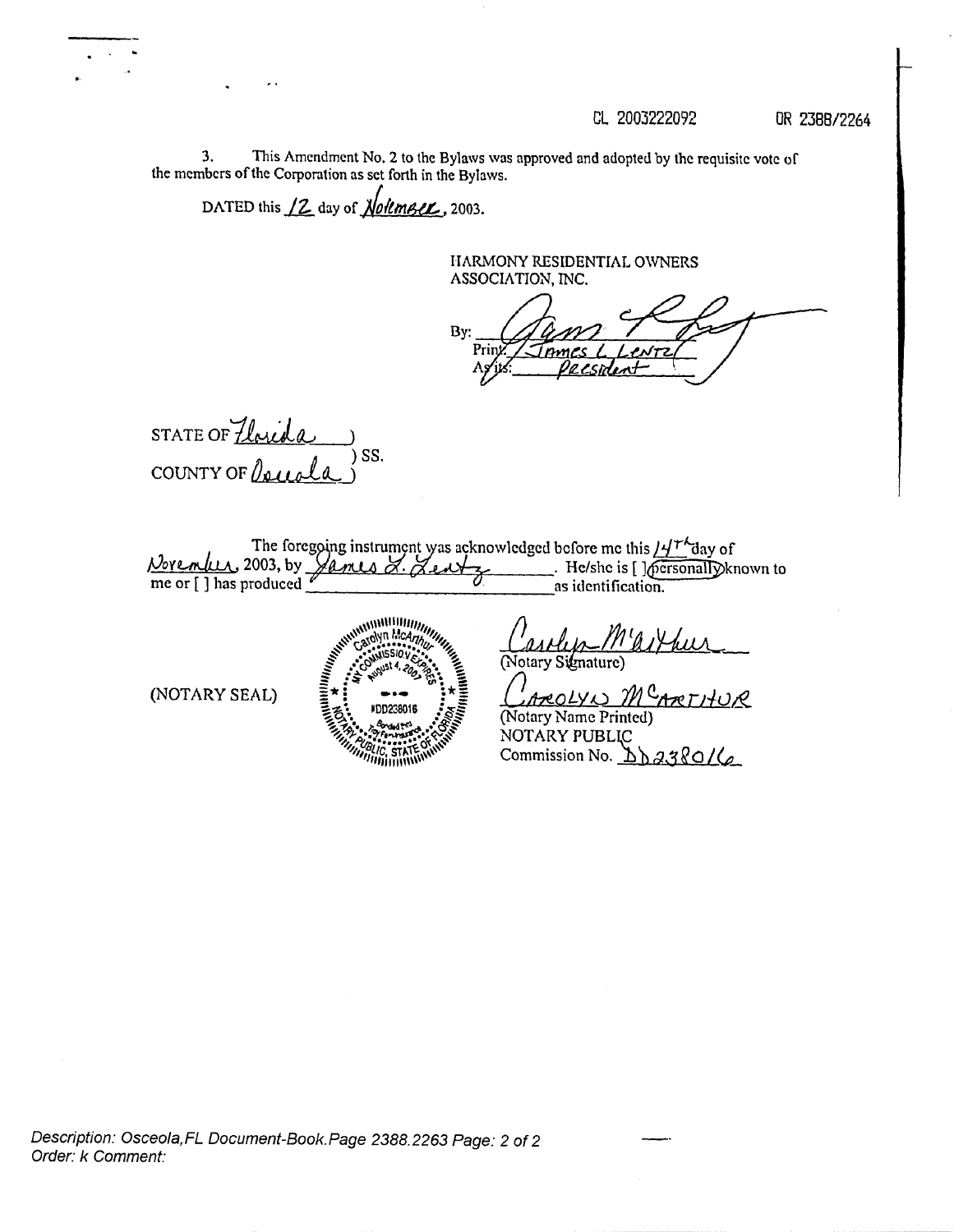CL 2003222092 OR 2388/2264

3. This Amendment No. 2 to the Bylaws was approved and adopted by the requisite vote of the members of the Corporation as set forth in the Bylaws.

DATED this 12 day of November, 2003.

HARMONY RESIDENTIAL OWNERS ASSOCIATION, INC.

By: _______________
Print: James L Lentz
As its: President

STATE OF Florida )
) SS.
COUNTY OF Osceola )

The foregoing instrument was acknowledged before me this 14th day of November, 2003, by James L. Lentz. He/she is [ ] personally known to me or [ ] has produced _______________ as identification.

(NOTARY SEAL)

Carolyn McArthur
MY COMMISSION EXPIRES
August 4, 2007
#DD238016
Bonded thru Troy Fain Insurance
NOTARY PUBLIC, STATE OF FLORIDA

_______________
(Notary Signature)

Carolyn McArthur
(Notary Name Printed)
NOTARY PUBLIC
Commission No. DD238016

Description: Osceola,FL Document-Book.Page 2388.2263 Page: 2 of 2
Order: k Comment: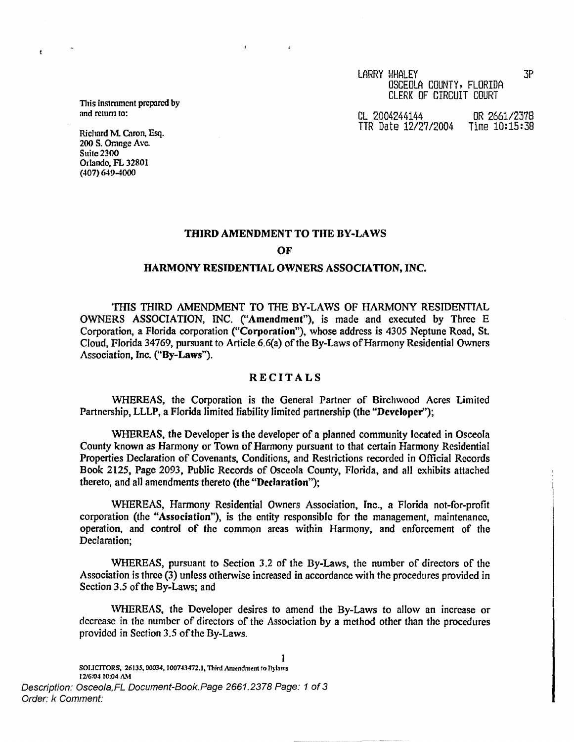LARRY WHALEY
OSCEOLA COUNTY, FLORIDA
CLERK OF CIRCUIT COURT

CL 2004244144 OR 2661/2378
TTR Date 12/27/2004 Time 10:15:38

This instrument prepared by
and return to:

Richard M. Caron, Esq.
200 S. Orange Ave.
Suite 2300
Orlando, FL 32801
(407) 649-4000

# THIRD AMENDMENT TO THE BY-LAWS

# OF

# HARMONY RESIDENTIAL OWNERS ASSOCIATION, INC.

THIS THIRD AMENDMENT TO THE BY-LAWS OF HARMONY RESIDENTIAL OWNERS ASSOCIATION, INC. (**"Amendment"**), is made and executed by Three E Corporation, a Florida corporation (**"Corporation"**), whose address is 4305 Neptune Road, St. Cloud, Florida 34769, pursuant to Article 6.6(a) of the By-Laws of Harmony Residential Owners Association, Inc. (**"By-Laws"**).

## RECITALS

WHEREAS, the Corporation is the General Partner of Birchwood Acres Limited Partnership, LLLP, a Florida limited liability limited partnership (the **"Developer"**);

WHEREAS, the Developer is the developer of a planned community located in Osceola County known as Harmony or Town of Harmony pursuant to that certain Harmony Residential Properties Declaration of Covenants, Conditions, and Restrictions recorded in Official Records Book 2125, Page 2093, Public Records of Osceola County, Florida, and all exhibits attached thereto, and all amendments thereto (the **"Declaration"**);

WHEREAS, Harmony Residential Owners Association, Inc., a Florida not-for-profit corporation (the **"Association"**), is the entity responsible for the management, maintenance, operation, and control of the common areas within Harmony, and enforcement of the Declaration;

WHEREAS, pursuant to Section 3.2 of the By-Laws, the number of directors of the Association is three (3) unless otherwise increased in accordance with the procedures provided in Section 3.5 of the By-Laws; and

WHEREAS, the Developer desires to amend the By-Laws to allow an increase or decrease in the number of directors of the Association by a method other than the procedures provided in Section 3.5 of the By-Laws.

SOLICITORS, 26135, 00034, 100743472.1, Third Amendment to Bylaws
12/6/04 10:04 AM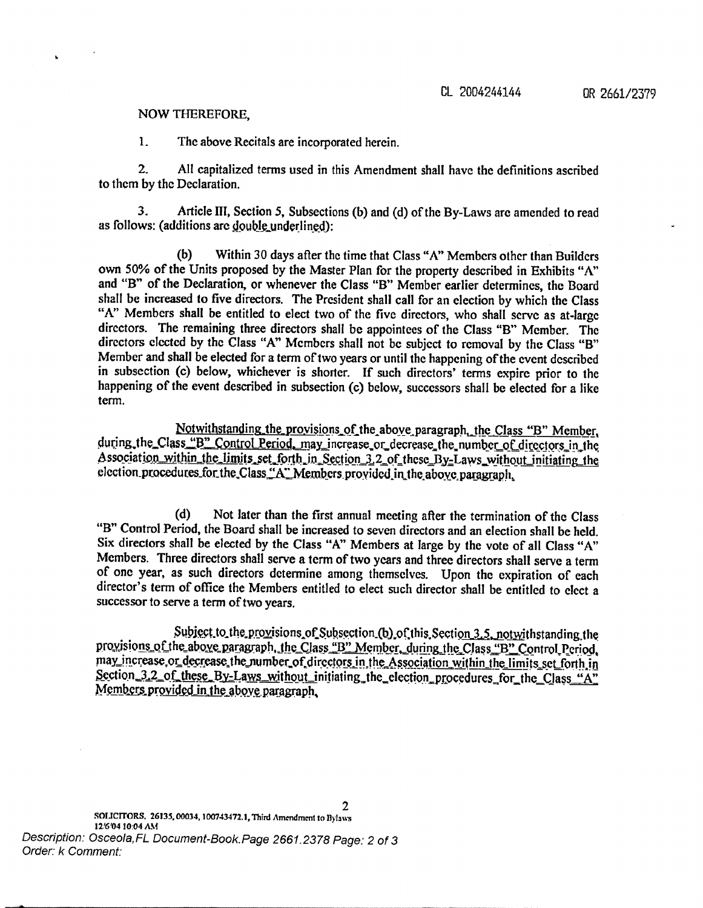NOW THEREFORE,

1. The above Recitals are incorporated herein.

2. All capitalized terms used in this Amendment shall have the definitions ascribed to them by the Declaration.

3. Article III, Section 5, Subsections (b) and (d) of the By-Laws are amended to read as follows: (additions are double underlined):

(b) Within 30 days after the time that Class "A" Members other than Builders own 50% of the Units proposed by the Master Plan for the property described in Exhibits "A" and "B" of the Declaration, or whenever the Class "B" Member earlier determines, the Board shall be increased to five directors. The President shall call for an election by which the Class "A" Members shall be entitled to elect two of the five directors, who shall serve as at-large directors. The remaining three directors shall be appointees of the Class "B" Member. The directors elected by the Class "A" Members shall not be subject to removal by the Class "B" Member and shall be elected for a term of two years or until the happening of the event described in subsection (c) below, whichever is shorter. If such directors' terms expire prior to the happening of the event described in subsection (c) below, successors shall be elected for a like term.

<u>Notwithstanding the provisions of the above paragraph, the Class "B" Member, during the Class "B" Control Period, may increase or decrease the number of directors in the Association within the limits set forth in Section 3.2 of these By-Laws without initiating the election procedures for the Class "A" Members provided in the above paragraph.</u>

(d) Not later than the first annual meeting after the termination of the Class "B" Control Period, the Board shall be increased to seven directors and an election shall be held. Six directors shall be elected by the Class "A" Members at large by the vote of all Class "A" Members. Three directors shall serve a term of two years and three directors shall serve a term of one year, as such directors determine among themselves. Upon the expiration of each director's term of office the Members entitled to elect such director shall be entitled to elect a successor to serve a term of two years.

<u>Subject to the provisions of Subsection (b) of this Section 3.5, notwithstanding the provisions of the above paragraph, the Class "B" Member, during the Class "B" Control Period, may increase or decrease the number of directors in the Association within the limits set forth in Section 3.2 of these By-Laws without initiating the election procedures for the Class "A" Members provided in the above paragraph.</u>

SOLICITORS. 26135, 00034, 100743472.1, Third Amendment to Bylaws
12/6/04 10:04 AM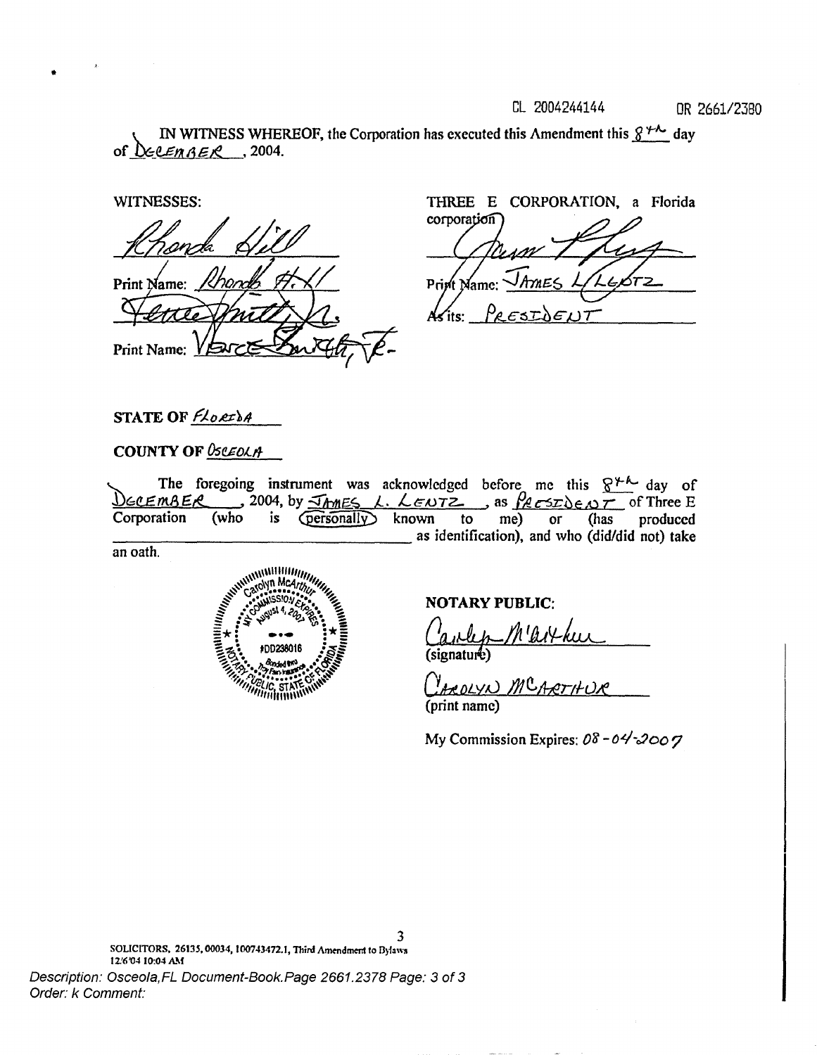CL 2004244144 OR 2661/2380

IN WITNESS WHEREOF, the Corporation has executed this Amendment this 8th day of December, 2004.

WITNESSES:

Rhonda Hill

Print Name: Rhonda Hill

Vernce Smith, Jr.

Print Name: Vernce Smith, Jr.

THREE E CORPORATION, a Florida corporation

James L. Lentz

Print Name: JAMES L. LENTZ

As its: PRESIDENT

**STATE OF** FLORIDA

**COUNTY OF** OSCEOLA

The foregoing instrument was acknowledged before me this 8th day of December, 2004, by JAMES L. LENTZ, as PRESIDENT of Three E Corporation (who is (personally) known to me) or (has produced \_\_\_\_\_\_\_\_\_\_\_\_\_\_\_\_\_\_\_\_ as identification), and who (did/did not) take an oath.

Carolyn McArthur
MY COMMISSION EXPIRES August 4, 2007
#DD238016
Bonded thru Troy Fain Insurance
NOTARY PUBLIC, STATE OF FLORIDA

**NOTARY PUBLIC:**

Carolyn McArthur
(signature)

CAROLYN MCARTHUR
(print name)

My Commission Expires: 08-04-2007

SOLICITORS, 26135.00034, 100743472.1, Third Amendment to Bylaws
12/6/04 10:04 AM

*Description: Osceola,FL Document-Book.Page 2661.2378 Page: 3 of 3*
*Order: k Comment:*